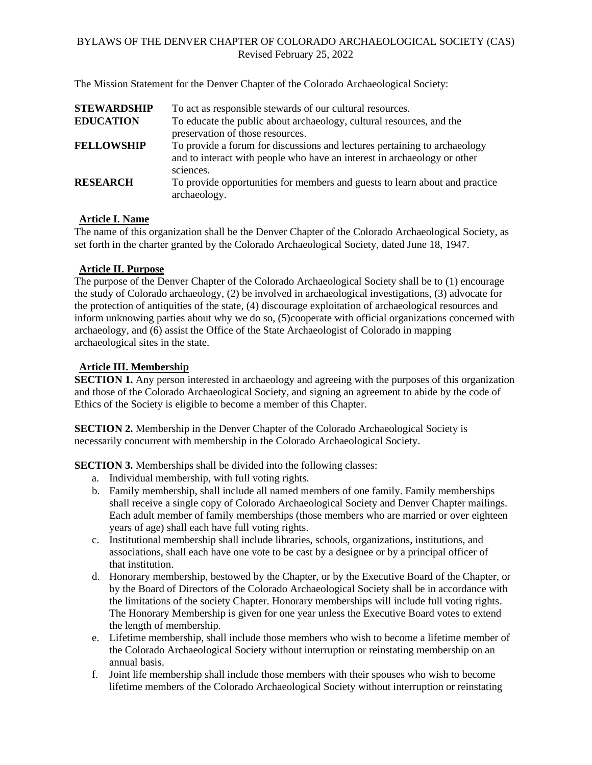BYLAWS OF THE DENVER CHAPTER OF COLORADO ARCHAEOLOGICAL SOCIETY (CAS)
Revised February 25, 2022

The Mission Statement for the Denver Chapter of the Colorado Archaeological Society:

| | |
|---|---|
| **STEWARDSHIP** | To act as responsible stewards of our cultural resources. |
| **EDUCATION** | To educate the public about archaeology, cultural resources, and the preservation of those resources. |
| **FELLOWSHIP** | To provide a forum for discussions and lectures pertaining to archaeology and to interact with people who have an interest in archaeology or other sciences. |
| **RESEARCH** | To provide opportunities for members and guests to learn about and practice archaeology. |

## Article I. Name

The name of this organization shall be the Denver Chapter of the Colorado Archaeological Society, as set forth in the charter granted by the Colorado Archaeological Society, dated June 18, 1947.

## Article II. Purpose

The purpose of the Denver Chapter of the Colorado Archaeological Society shall be to (1) encourage the study of Colorado archaeology, (2) be involved in archaeological investigations, (3) advocate for the protection of antiquities of the state, (4) discourage exploitation of archaeological resources and inform unknowing parties about why we do so, (5)cooperate with official organizations concerned with archaeology, and (6) assist the Office of the State Archaeologist of Colorado in mapping archaeological sites in the state.

## Article III. Membership

**SECTION 1.** Any person interested in archaeology and agreeing with the purposes of this organization and those of the Colorado Archaeological Society, and signing an agreement to abide by the code of Ethics of the Society is eligible to become a member of this Chapter.

**SECTION 2.** Membership in the Denver Chapter of the Colorado Archaeological Society is necessarily concurrent with membership in the Colorado Archaeological Society.

**SECTION 3.** Memberships shall be divided into the following classes:

a. Individual membership, with full voting rights.
b. Family membership, shall include all named members of one family. Family memberships shall receive a single copy of Colorado Archaeological Society and Denver Chapter mailings. Each adult member of family memberships (those members who are married or over eighteen years of age) shall each have full voting rights.
c. Institutional membership shall include libraries, schools, organizations, institutions, and associations, shall each have one vote to be cast by a designee or by a principal officer of that institution.
d. Honorary membership, bestowed by the Chapter, or by the Executive Board of the Chapter, or by the Board of Directors of the Colorado Archaeological Society shall be in accordance with the limitations of the society Chapter. Honorary memberships will include full voting rights. The Honorary Membership is given for one year unless the Executive Board votes to extend the length of membership.
e. Lifetime membership, shall include those members who wish to become a lifetime member of the Colorado Archaeological Society without interruption or reinstating membership on an annual basis.
f. Joint life membership shall include those members with their spouses who wish to become lifetime members of the Colorado Archaeological Society without interruption or reinstating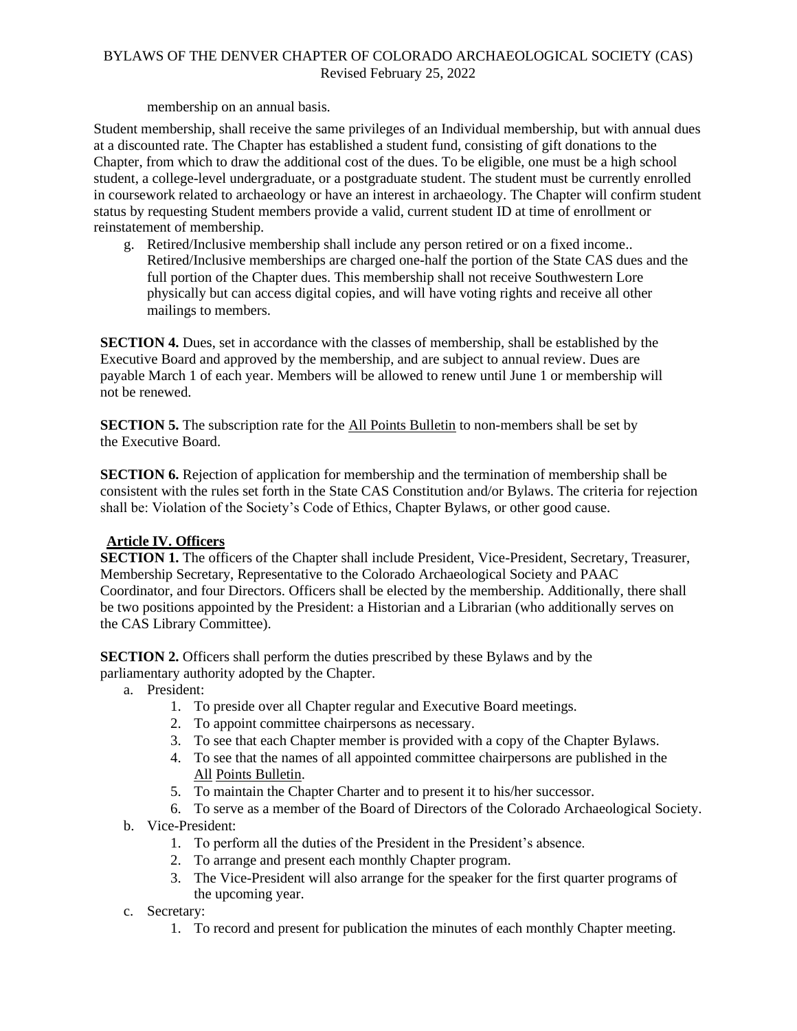membership on an annual basis.

Student membership, shall receive the same privileges of an Individual membership, but with annual dues at a discounted rate. The Chapter has established a student fund, consisting of gift donations to the Chapter, from which to draw the additional cost of the dues. To be eligible, one must be a high school student, a college-level undergraduate, or a postgraduate student. The student must be currently enrolled in coursework related to archaeology or have an interest in archaeology. The Chapter will confirm student status by requesting Student members provide a valid, current student ID at time of enrollment or reinstatement of membership.

g. Retired/Inclusive membership shall include any person retired or on a fixed income.. Retired/Inclusive memberships are charged one-half the portion of the State CAS dues and the full portion of the Chapter dues. This membership shall not receive Southwestern Lore physically but can access digital copies, and will have voting rights and receive all other mailings to members.

**SECTION 4.** Dues, set in accordance with the classes of membership, shall be established by the Executive Board and approved by the membership, and are subject to annual review. Dues are payable March 1 of each year. Members will be allowed to renew until June 1 or membership will not be renewed.

**SECTION 5.** The subscription rate for the All Points Bulletin to non-members shall be set by the Executive Board.

**SECTION 6.** Rejection of application for membership and the termination of membership shall be consistent with the rules set forth in the State CAS Constitution and/or Bylaws. The criteria for rejection shall be: Violation of the Society's Code of Ethics, Chapter Bylaws, or other good cause.

## Article IV. Officers

**SECTION 1.** The officers of the Chapter shall include President, Vice-President, Secretary, Treasurer, Membership Secretary, Representative to the Colorado Archaeological Society and PAAC Coordinator, and four Directors. Officers shall be elected by the membership. Additionally, there shall be two positions appointed by the President: a Historian and a Librarian (who additionally serves on the CAS Library Committee).

**SECTION 2.** Officers shall perform the duties prescribed by these Bylaws and by the parliamentary authority adopted by the Chapter.

a. President:
   1. To preside over all Chapter regular and Executive Board meetings.
   2. To appoint committee chairpersons as necessary.
   3. To see that each Chapter member is provided with a copy of the Chapter Bylaws.
   4. To see that the names of all appointed committee chairpersons are published in the All Points Bulletin.
   5. To maintain the Chapter Charter and to present it to his/her successor.
   6. To serve as a member of the Board of Directors of the Colorado Archaeological Society.

b. Vice-President:
   1. To perform all the duties of the President in the President's absence.
   2. To arrange and present each monthly Chapter program.
   3. The Vice-President will also arrange for the speaker for the first quarter programs of the upcoming year.

c. Secretary:
   1. To record and present for publication the minutes of each monthly Chapter meeting.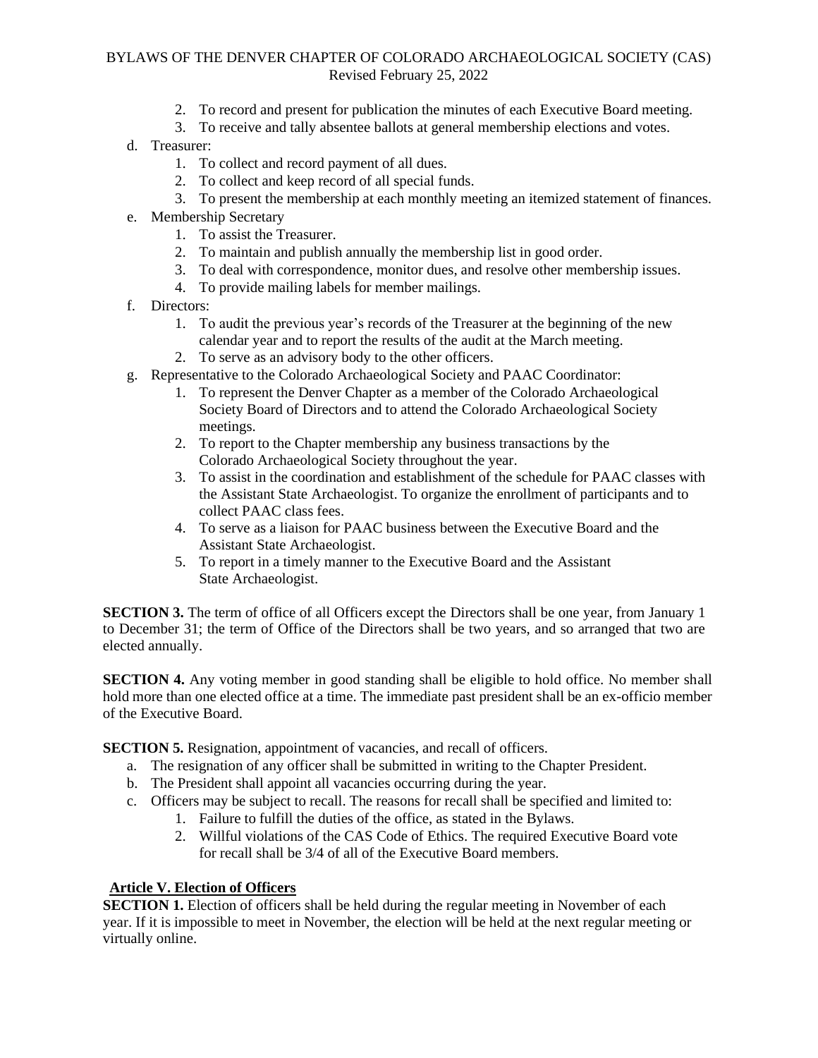2. To record and present for publication the minutes of each Executive Board meeting.
   3. To receive and tally absentee ballots at general membership elections and votes.

d. Treasurer:
   1. To collect and record payment of all dues.
   2. To collect and keep record of all special funds.
   3. To present the membership at each monthly meeting an itemized statement of finances.

e. Membership Secretary
   1. To assist the Treasurer.
   2. To maintain and publish annually the membership list in good order.
   3. To deal with correspondence, monitor dues, and resolve other membership issues.
   4. To provide mailing labels for member mailings.

f. Directors:
   1. To audit the previous year's records of the Treasurer at the beginning of the new calendar year and to report the results of the audit at the March meeting.
   2. To serve as an advisory body to the other officers.

g. Representative to the Colorado Archaeological Society and PAAC Coordinator:
   1. To represent the Denver Chapter as a member of the Colorado Archaeological Society Board of Directors and to attend the Colorado Archaeological Society meetings.
   2. To report to the Chapter membership any business transactions by the Colorado Archaeological Society throughout the year.
   3. To assist in the coordination and establishment of the schedule for PAAC classes with the Assistant State Archaeologist. To organize the enrollment of participants and to collect PAAC class fees.
   4. To serve as a liaison for PAAC business between the Executive Board and the Assistant State Archaeologist.
   5. To report in a timely manner to the Executive Board and the Assistant State Archaeologist.

**SECTION 3.** The term of office of all Officers except the Directors shall be one year, from January 1 to December 31; the term of Office of the Directors shall be two years, and so arranged that two are elected annually.

**SECTION 4.** Any voting member in good standing shall be eligible to hold office. No member shall hold more than one elected office at a time. The immediate past president shall be an ex-officio member of the Executive Board.

**SECTION 5.** Resignation, appointment of vacancies, and recall of officers.

a. The resignation of any officer shall be submitted in writing to the Chapter President.
b. The President shall appoint all vacancies occurring during the year.
c. Officers may be subject to recall. The reasons for recall shall be specified and limited to:
   1. Failure to fulfill the duties of the office, as stated in the Bylaws.
   2. Willful violations of the CAS Code of Ethics. The required Executive Board vote for recall shall be 3/4 of all of the Executive Board members.

## Article V. Election of Officers

**SECTION 1.** Election of officers shall be held during the regular meeting in November of each year. If it is impossible to meet in November, the election will be held at the next regular meeting or virtually online.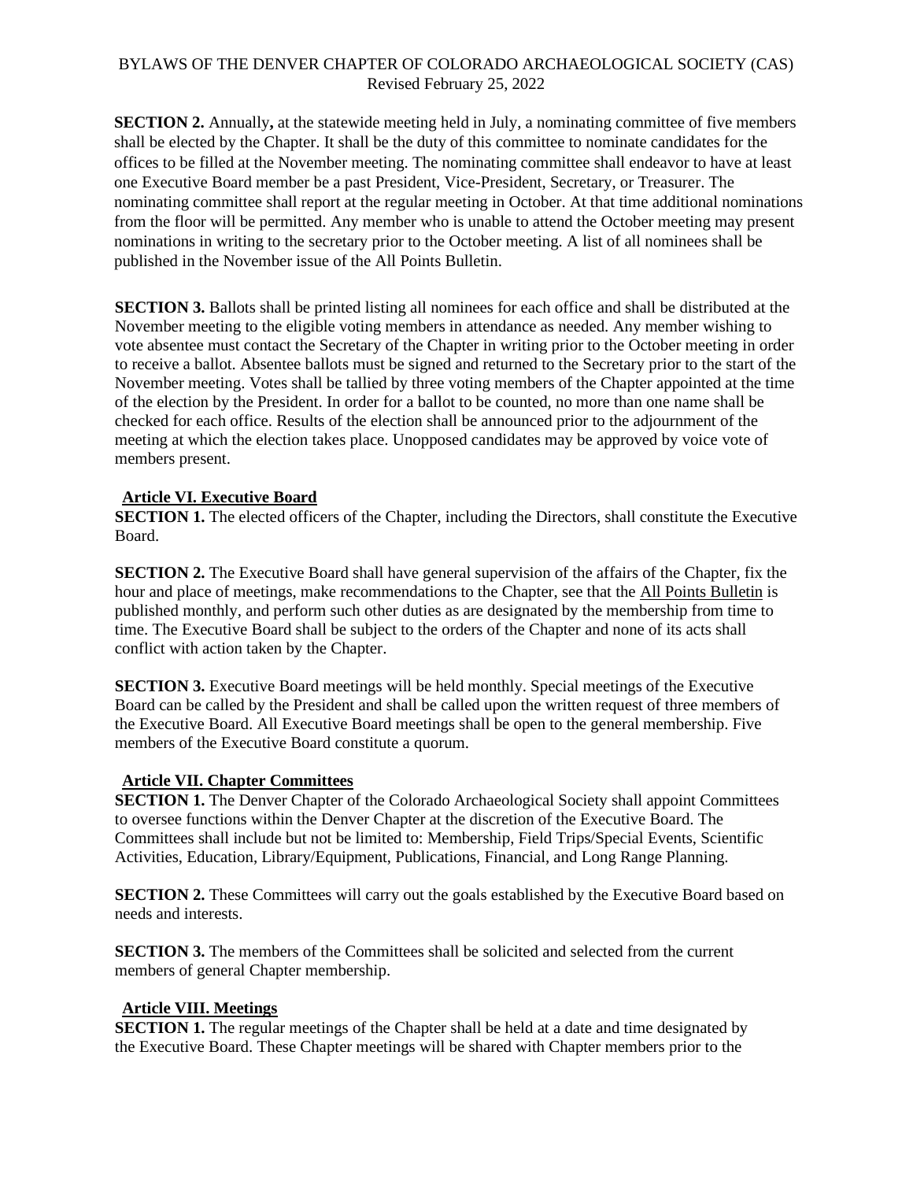**SECTION 2.** Annually**,** at the statewide meeting held in July, a nominating committee of five members shall be elected by the Chapter. It shall be the duty of this committee to nominate candidates for the offices to be filled at the November meeting. The nominating committee shall endeavor to have at least one Executive Board member be a past President, Vice-President, Secretary, or Treasurer. The nominating committee shall report at the regular meeting in October. At that time additional nominations from the floor will be permitted. Any member who is unable to attend the October meeting may present nominations in writing to the secretary prior to the October meeting. A list of all nominees shall be published in the November issue of the All Points Bulletin.

**SECTION 3.** Ballots shall be printed listing all nominees for each office and shall be distributed at the November meeting to the eligible voting members in attendance as needed. Any member wishing to vote absentee must contact the Secretary of the Chapter in writing prior to the October meeting in order to receive a ballot. Absentee ballots must be signed and returned to the Secretary prior to the start of the November meeting. Votes shall be tallied by three voting members of the Chapter appointed at the time of the election by the President. In order for a ballot to be counted, no more than one name shall be checked for each office. Results of the election shall be announced prior to the adjournment of the meeting at which the election takes place. Unopposed candidates may be approved by voice vote of members present.

## Article VI. Executive Board

**SECTION 1.** The elected officers of the Chapter, including the Directors, shall constitute the Executive Board.

**SECTION 2.** The Executive Board shall have general supervision of the affairs of the Chapter, fix the hour and place of meetings, make recommendations to the Chapter, see that the All Points Bulletin is published monthly, and perform such other duties as are designated by the membership from time to time. The Executive Board shall be subject to the orders of the Chapter and none of its acts shall conflict with action taken by the Chapter.

**SECTION 3.** Executive Board meetings will be held monthly. Special meetings of the Executive Board can be called by the President and shall be called upon the written request of three members of the Executive Board. All Executive Board meetings shall be open to the general membership. Five members of the Executive Board constitute a quorum.

## Article VII. Chapter Committees

**SECTION 1.** The Denver Chapter of the Colorado Archaeological Society shall appoint Committees to oversee functions within the Denver Chapter at the discretion of the Executive Board. The Committees shall include but not be limited to: Membership, Field Trips/Special Events, Scientific Activities, Education, Library/Equipment, Publications, Financial, and Long Range Planning.

**SECTION 2.** These Committees will carry out the goals established by the Executive Board based on needs and interests.

**SECTION 3.** The members of the Committees shall be solicited and selected from the current members of general Chapter membership.

## Article VIII. Meetings

**SECTION 1.** The regular meetings of the Chapter shall be held at a date and time designated by the Executive Board. These Chapter meetings will be shared with Chapter members prior to the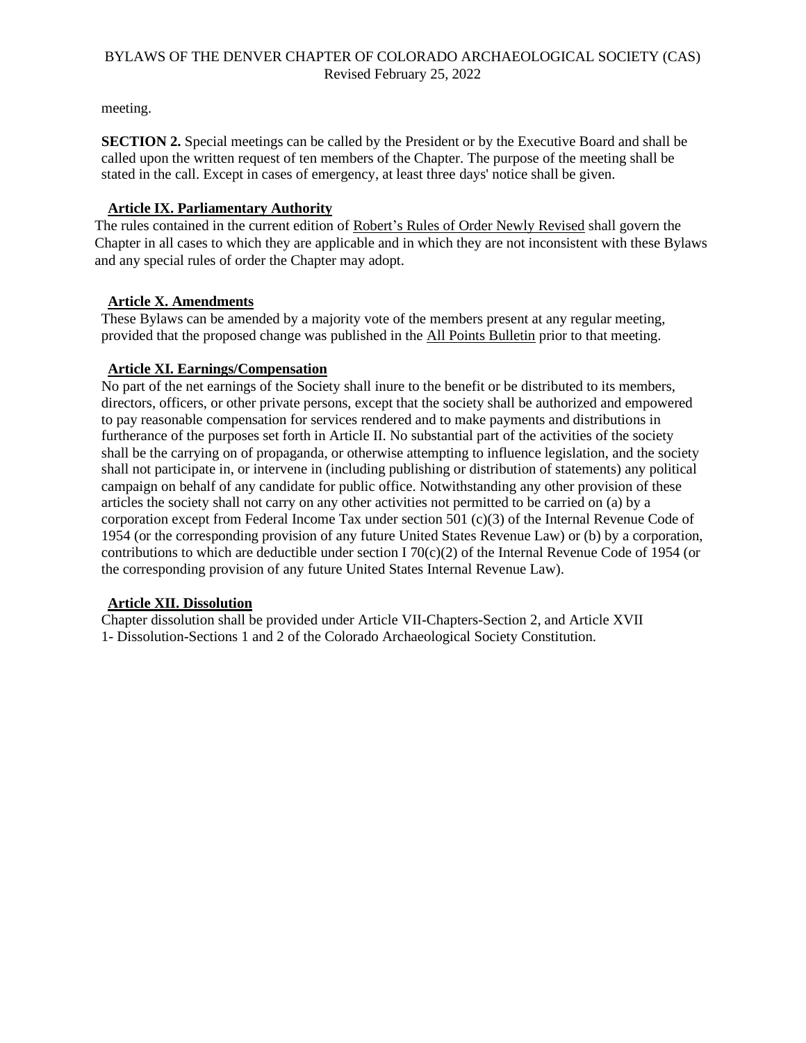meeting.

**SECTION 2.** Special meetings can be called by the President or by the Executive Board and shall be called upon the written request of ten members of the Chapter. The purpose of the meeting shall be stated in the call. Except in cases of emergency, at least three days' notice shall be given.

## Article IX. Parliamentary Authority

The rules contained in the current edition of Robert's Rules of Order Newly Revised shall govern the Chapter in all cases to which they are applicable and in which they are not inconsistent with these Bylaws and any special rules of order the Chapter may adopt.

## Article X. Amendments

These Bylaws can be amended by a majority vote of the members present at any regular meeting, provided that the proposed change was published in the All Points Bulletin prior to that meeting.

## Article XI. Earnings/Compensation

No part of the net earnings of the Society shall inure to the benefit or be distributed to its members, directors, officers, or other private persons, except that the society shall be authorized and empowered to pay reasonable compensation for services rendered and to make payments and distributions in furtherance of the purposes set forth in Article II. No substantial part of the activities of the society shall be the carrying on of propaganda, or otherwise attempting to influence legislation, and the society shall not participate in, or intervene in (including publishing or distribution of statements) any political campaign on behalf of any candidate for public office. Notwithstanding any other provision of these articles the society shall not carry on any other activities not permitted to be carried on (a) by a corporation except from Federal Income Tax under section 501 (c)(3) of the Internal Revenue Code of 1954 (or the corresponding provision of any future United States Revenue Law) or (b) by a corporation, contributions to which are deductible under section I 70(c)(2) of the Internal Revenue Code of 1954 (or the corresponding provision of any future United States Internal Revenue Law).

## Article XII. Dissolution

Chapter dissolution shall be provided under Article VII-Chapters-Section 2, and Article XVII 1- Dissolution-Sections 1 and 2 of the Colorado Archaeological Society Constitution.